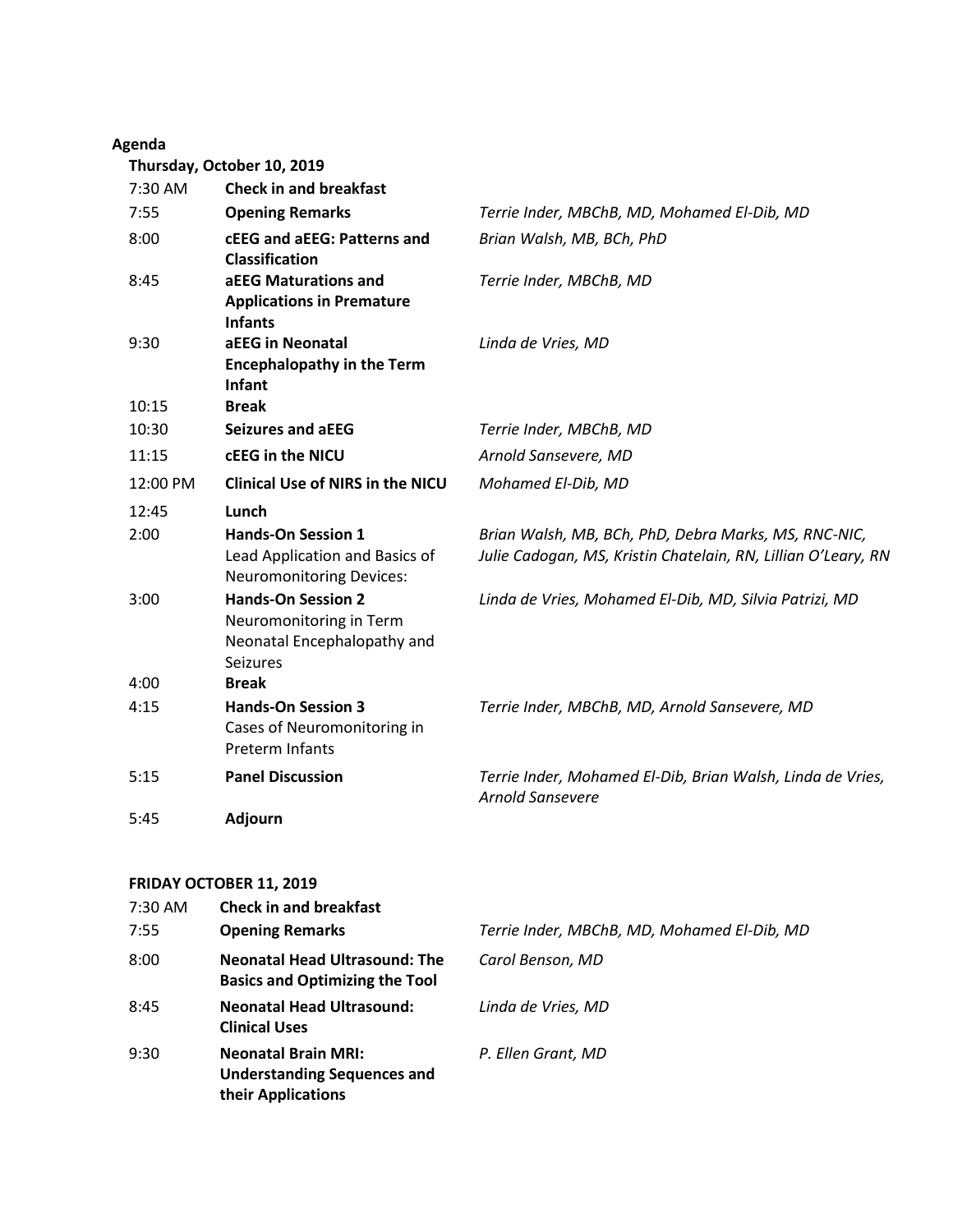## Agenda

### Thursday, October 10, 2019

| | | |
|---|---|---|
| 7:30 AM | **Check in and breakfast** | |
| 7:55 | **Opening Remarks** | *Terrie Inder, MBChB, MD, Mohamed El-Dib, MD* |
| 8:00 | **cEEG and aEEG: Patterns and Classification** | *Brian Walsh, MB, BCh, PhD* |
| 8:45 | **aEEG Maturations and Applications in Premature Infants** | *Terrie Inder, MBChB, MD* |
| 9:30 | **aEEG in Neonatal Encephalopathy in the Term Infant** | *Linda de Vries, MD* |
| 10:15 | **Break** | |
| 10:30 | **Seizures and aEEG** | *Terrie Inder, MBChB, MD* |
| 11:15 | **cEEG in the NICU** | *Arnold Sansevere, MD* |
| 12:00 PM | **Clinical Use of NIRS in the NICU** | *Mohamed El-Dib, MD* |
| 12:45 | **Lunch** | |
| 2:00 | **Hands-On Session 1** Lead Application and Basics of Neuromonitoring Devices: | *Brian Walsh, MB, BCh, PhD, Debra Marks, MS, RNC-NIC, Julie Cadogan, MS, Kristin Chatelain, RN, Lillian O'Leary, RN* |
| 3:00 | **Hands-On Session 2** Neuromonitoring in Term Neonatal Encephalopathy and Seizures | *Linda de Vries, Mohamed El-Dib, MD, Silvia Patrizi, MD* |
| 4:00 | **Break** | |
| 4:15 | **Hands-On Session 3** Cases of Neuromonitoring in Preterm Infants | *Terrie Inder, MBChB, MD, Arnold Sansevere, MD* |
| 5:15 | **Panel Discussion** | *Terrie Inder, Mohamed El-Dib, Brian Walsh, Linda de Vries, Arnold Sansevere* |
| 5:45 | **Adjourn** | |

### FRIDAY OCTOBER 11, 2019

| | | |
|---|---|---|
| 7:30 AM | **Check in and breakfast** | |
| 7:55 | **Opening Remarks** | *Terrie Inder, MBChB, MD, Mohamed El-Dib, MD* |
| 8:00 | **Neonatal Head Ultrasound: The Basics and Optimizing the Tool** | *Carol Benson, MD* |
| 8:45 | **Neonatal Head Ultrasound: Clinical Uses** | *Linda de Vries, MD* |
| 9:30 | **Neonatal Brain MRI: Understanding Sequences and their Applications** | *P. Ellen Grant, MD* |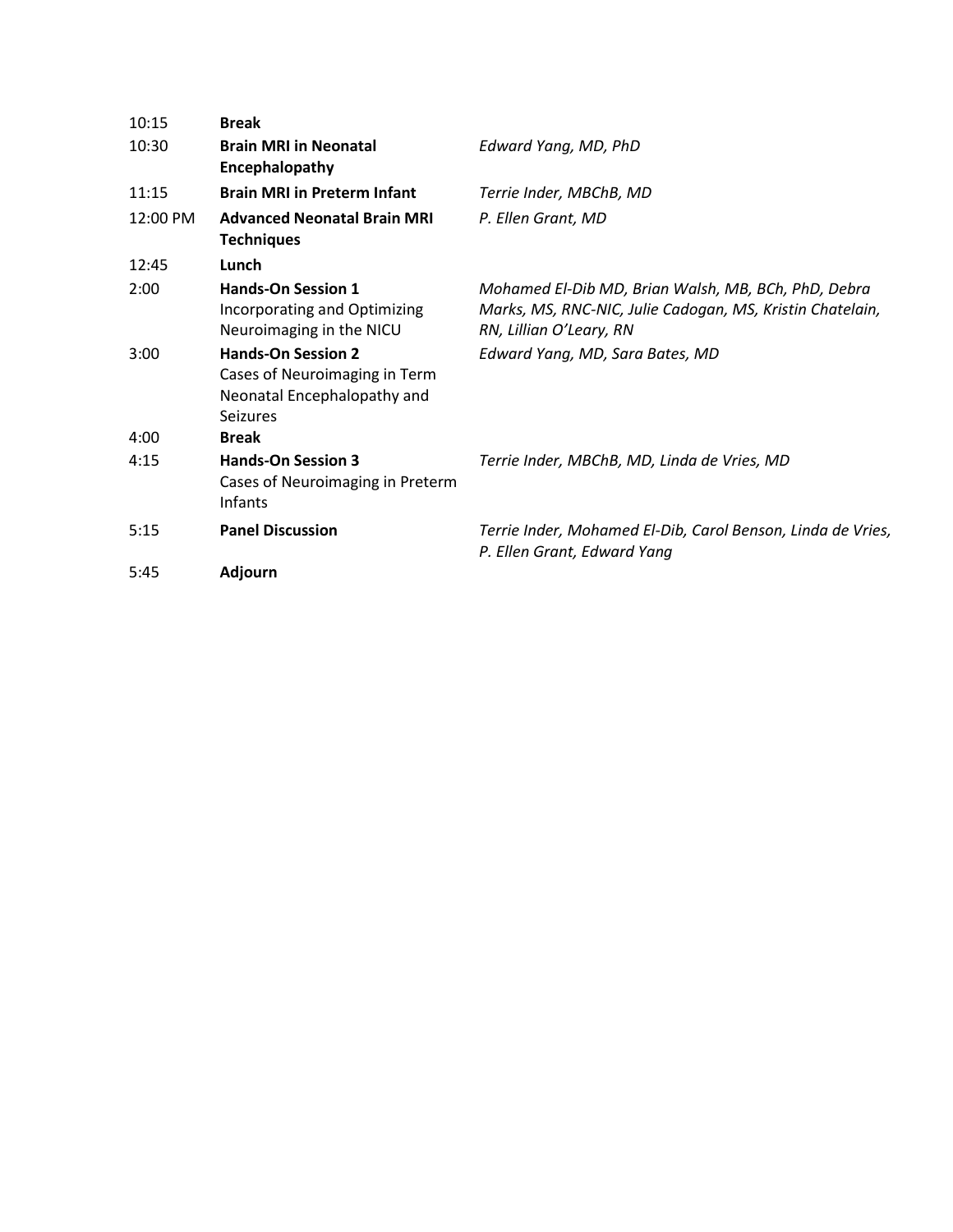| | | |
|---|---|---|
| 10:15 | **Break** | |
| 10:30 | **Brain MRI in Neonatal Encephalopathy** | *Edward Yang, MD, PhD* |
| 11:15 | **Brain MRI in Preterm Infant** | *Terrie Inder, MBChB, MD* |
| 12:00 PM | **Advanced Neonatal Brain MRI Techniques** | *P. Ellen Grant, MD* |
| 12:45 | **Lunch** | |
| 2:00 | **Hands-On Session 1** Incorporating and Optimizing Neuroimaging in the NICU | *Mohamed El-Dib MD, Brian Walsh, MB, BCh, PhD, Debra Marks, MS, RNC-NIC, Julie Cadogan, MS, Kristin Chatelain, RN, Lillian O'Leary, RN* |
| 3:00 | **Hands-On Session 2** Cases of Neuroimaging in Term Neonatal Encephalopathy and Seizures | *Edward Yang, MD, Sara Bates, MD* |
| 4:00 | **Break** | |
| 4:15 | **Hands-On Session 3** Cases of Neuroimaging in Preterm Infants | *Terrie Inder, MBChB, MD, Linda de Vries, MD* |
| 5:15 | **Panel Discussion** | *Terrie Inder, Mohamed El-Dib, Carol Benson, Linda de Vries, P. Ellen Grant, Edward Yang* |
| 5:45 | **Adjourn** | |